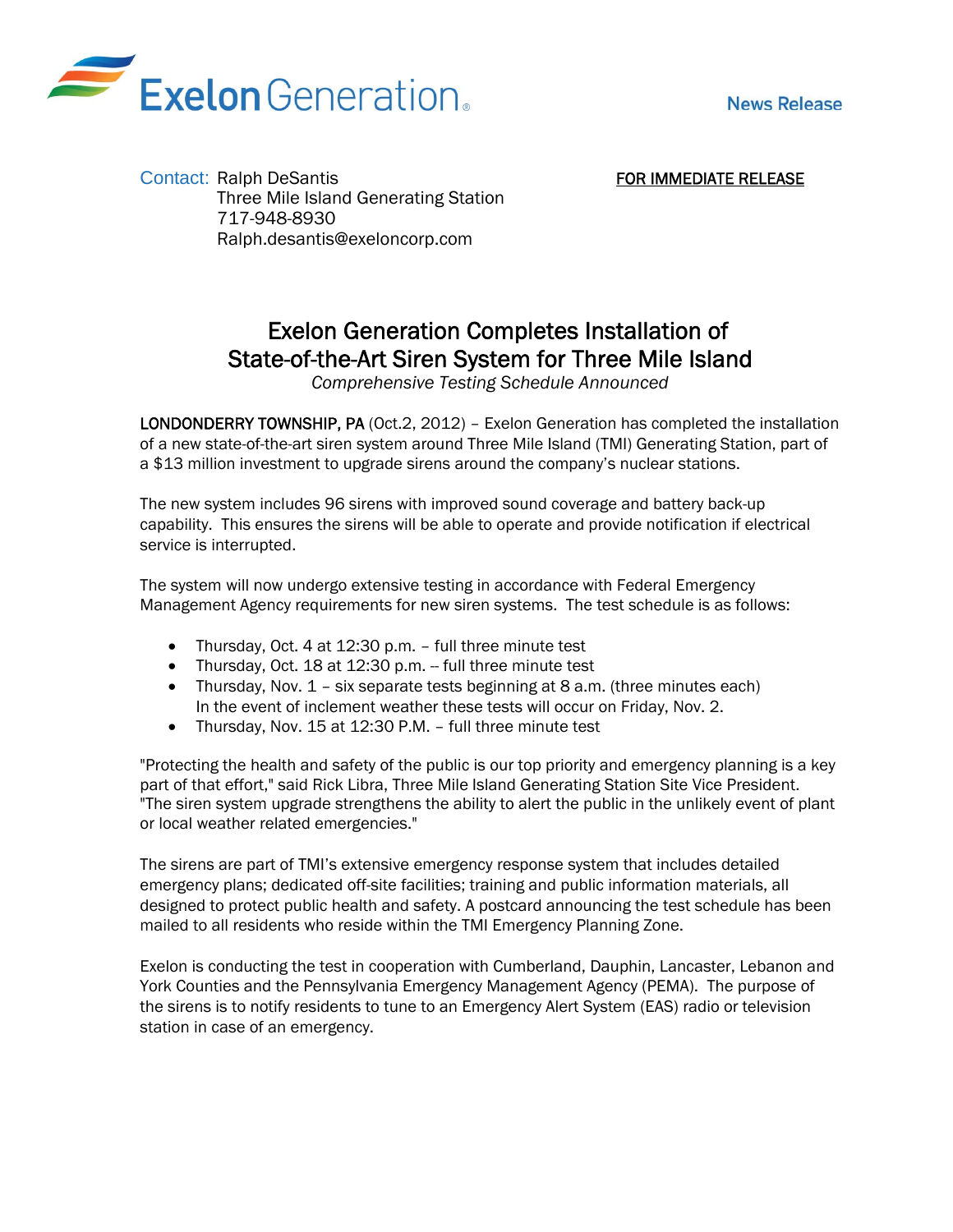Exelon Generation

**News Release**

Contact: Ralph DeSantis
Three Mile Island Generating Station
717-948-8930
Ralph.desantis@exeloncorp.com

FOR IMMEDIATE RELEASE

# Exelon Generation Completes Installation of State-of-the-Art Siren System for Three Mile Island

*Comprehensive Testing Schedule Announced*

**LONDONDERRY TOWNSHIP, PA** (Oct.2, 2012) – Exelon Generation has completed the installation of a new state-of-the-art siren system around Three Mile Island (TMI) Generating Station, part of a $13 million investment to upgrade sirens around the company's nuclear stations.

The new system includes 96 sirens with improved sound coverage and battery back-up capability. This ensures the sirens will be able to operate and provide notification if electrical service is interrupted.

The system will now undergo extensive testing in accordance with Federal Emergency Management Agency requirements for new siren systems. The test schedule is as follows:

- Thursday, Oct. 4 at 12:30 p.m. – full three minute test
- Thursday, Oct. 18 at 12:30 p.m. -- full three minute test
- Thursday, Nov. 1 – six separate tests beginning at 8 a.m. (three minutes each)
  In the event of inclement weather these tests will occur on Friday, Nov. 2.
- Thursday, Nov. 15 at 12:30 P.M. – full three minute test

"Protecting the health and safety of the public is our top priority and emergency planning is a key part of that effort," said Rick Libra, Three Mile Island Generating Station Site Vice President. "The siren system upgrade strengthens the ability to alert the public in the unlikely event of plant or local weather related emergencies."

The sirens are part of TMI's extensive emergency response system that includes detailed emergency plans; dedicated off-site facilities; training and public information materials, all designed to protect public health and safety. A postcard announcing the test schedule has been mailed to all residents who reside within the TMI Emergency Planning Zone.

Exelon is conducting the test in cooperation with Cumberland, Dauphin, Lancaster, Lebanon and York Counties and the Pennsylvania Emergency Management Agency (PEMA). The purpose of the sirens is to notify residents to tune to an Emergency Alert System (EAS) radio or television station in case of an emergency.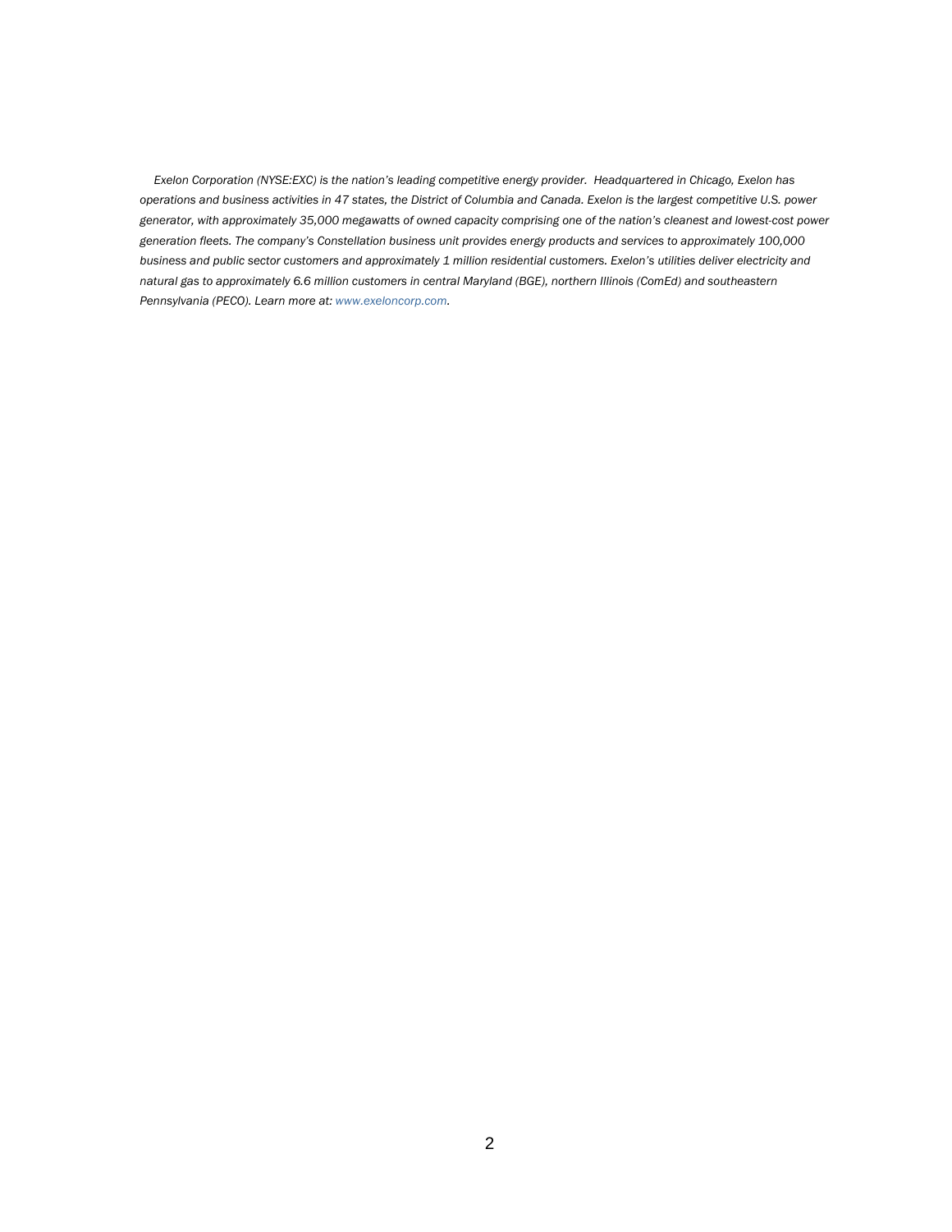*Exelon Corporation (NYSE:EXC) is the nation's leading competitive energy provider. Headquartered in Chicago, Exelon has operations and business activities in 47 states, the District of Columbia and Canada. Exelon is the largest competitive U.S. power generator, with approximately 35,000 megawatts of owned capacity comprising one of the nation's cleanest and lowest-cost power generation fleets. The company's Constellation business unit provides energy products and services to approximately 100,000 business and public sector customers and approximately 1 million residential customers. Exelon's utilities deliver electricity and natural gas to approximately 6.6 million customers in central Maryland (BGE), northern Illinois (ComEd) and southeastern Pennsylvania (PECO). Learn more at: www.exeloncorp.com.*